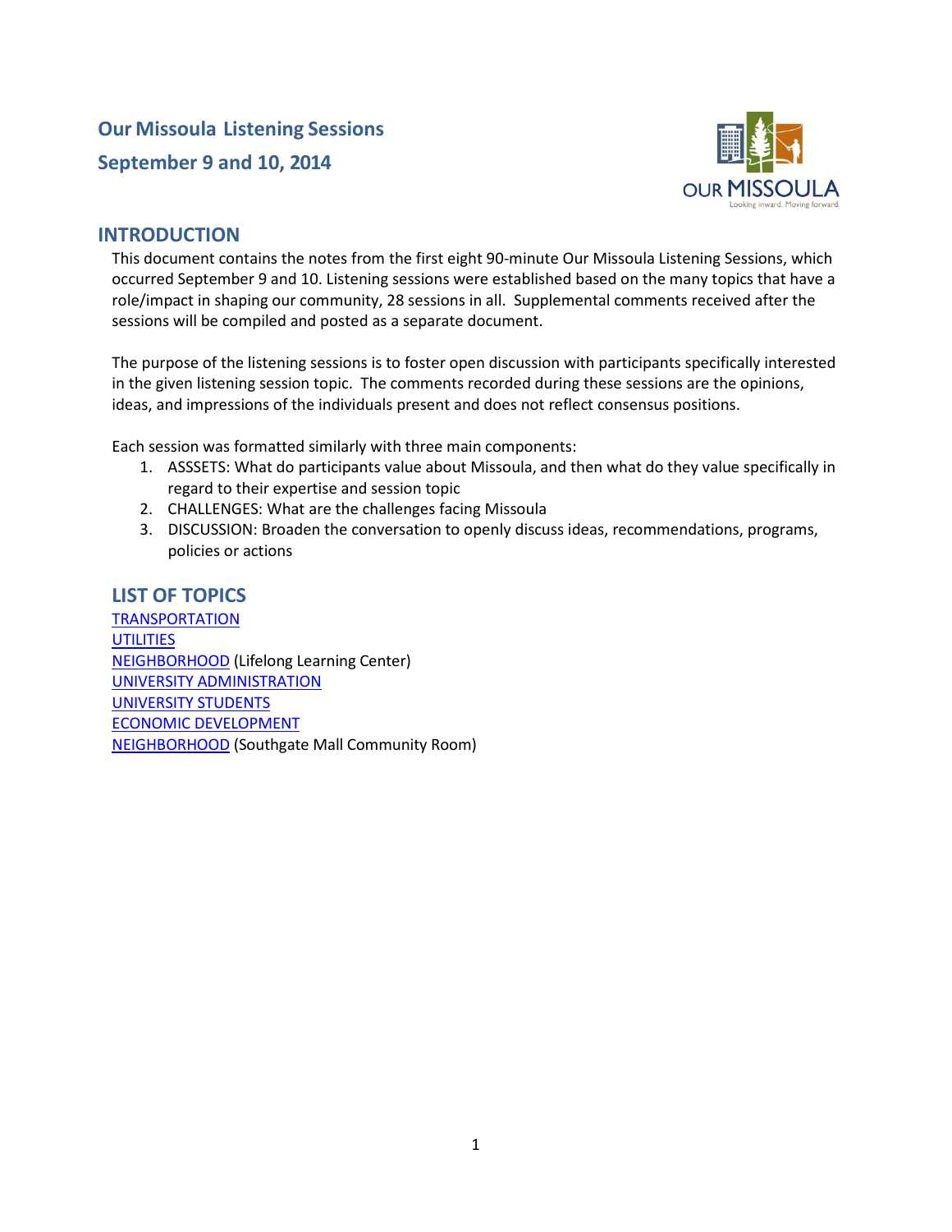# Our Missoula Listening Sessions

## September 9 and 10, 2014

## INTRODUCTION

This document contains the notes from the first eight 90-minute Our Missoula Listening Sessions, which occurred September 9 and 10. Listening sessions were established based on the many topics that have a role/impact in shaping our community, 28 sessions in all. Supplemental comments received after the sessions will be compiled and posted as a separate document.

The purpose of the listening sessions is to foster open discussion with participants specifically interested in the given listening session topic. The comments recorded during these sessions are the opinions, ideas, and impressions of the individuals present and does not reflect consensus positions.

Each session was formatted similarly with three main components:

1. ASSSETS: What do participants value about Missoula, and then what do they value specifically in regard to their expertise and session topic
2. CHALLENGES: What are the challenges facing Missoula
3. DISCUSSION: Broaden the conversation to openly discuss ideas, recommendations, programs, policies or actions

## LIST OF TOPICS

TRANSPORTATION
UTILITIES
NEIGHBORHOOD (Lifelong Learning Center)
UNIVERSITY ADMINISTRATION
UNIVERSITY STUDENTS
ECONOMIC DEVELOPMENT
NEIGHBORHOOD (Southgate Mall Community Room)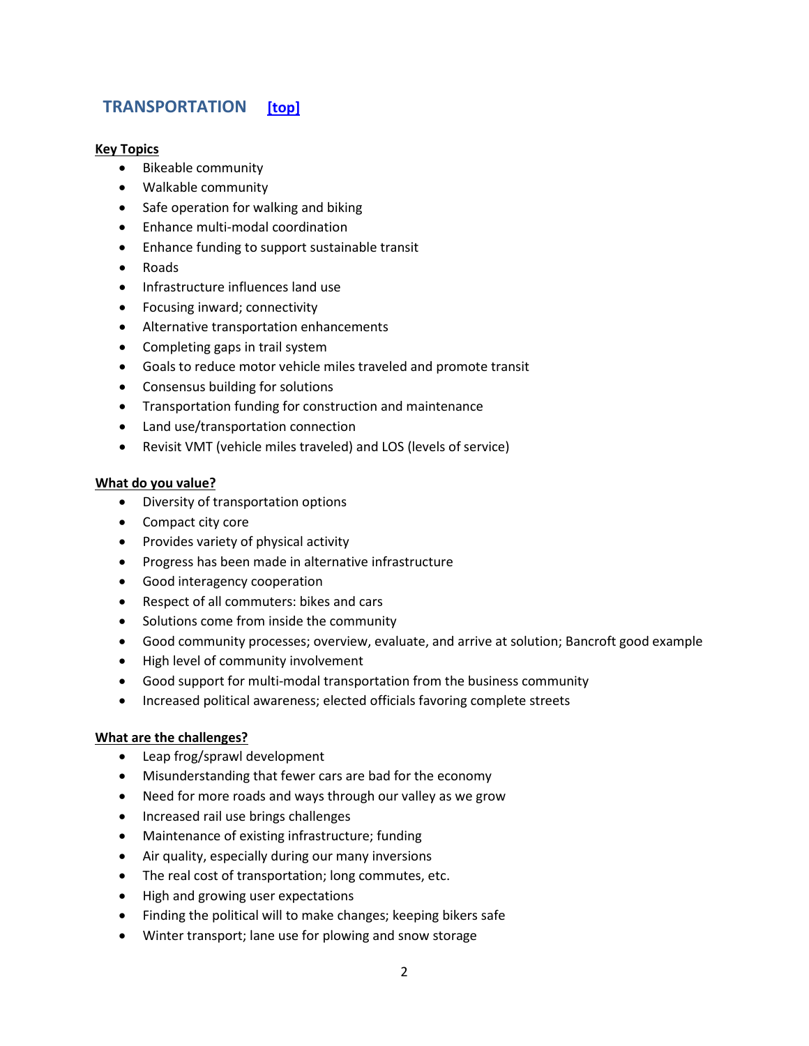## TRANSPORTATION [top]

**Key Topics**

- Bikeable community
- Walkable community
- Safe operation for walking and biking
- Enhance multi-modal coordination
- Enhance funding to support sustainable transit
- Roads
- Infrastructure influences land use
- Focusing inward; connectivity
- Alternative transportation enhancements
- Completing gaps in trail system
- Goals to reduce motor vehicle miles traveled and promote transit
- Consensus building for solutions
- Transportation funding for construction and maintenance
- Land use/transportation connection
- Revisit VMT (vehicle miles traveled) and LOS (levels of service)

**What do you value?**

- Diversity of transportation options
- Compact city core
- Provides variety of physical activity
- Progress has been made in alternative infrastructure
- Good interagency cooperation
- Respect of all commuters: bikes and cars
- Solutions come from inside the community
- Good community processes; overview, evaluate, and arrive at solution; Bancroft good example
- High level of community involvement
- Good support for multi-modal transportation from the business community
- Increased political awareness; elected officials favoring complete streets

**What are the challenges?**

- Leap frog/sprawl development
- Misunderstanding that fewer cars are bad for the economy
- Need for more roads and ways through our valley as we grow
- Increased rail use brings challenges
- Maintenance of existing infrastructure; funding
- Air quality, especially during our many inversions
- The real cost of transportation; long commutes, etc.
- High and growing user expectations
- Finding the political will to make changes; keeping bikers safe
- Winter transport; lane use for plowing and snow storage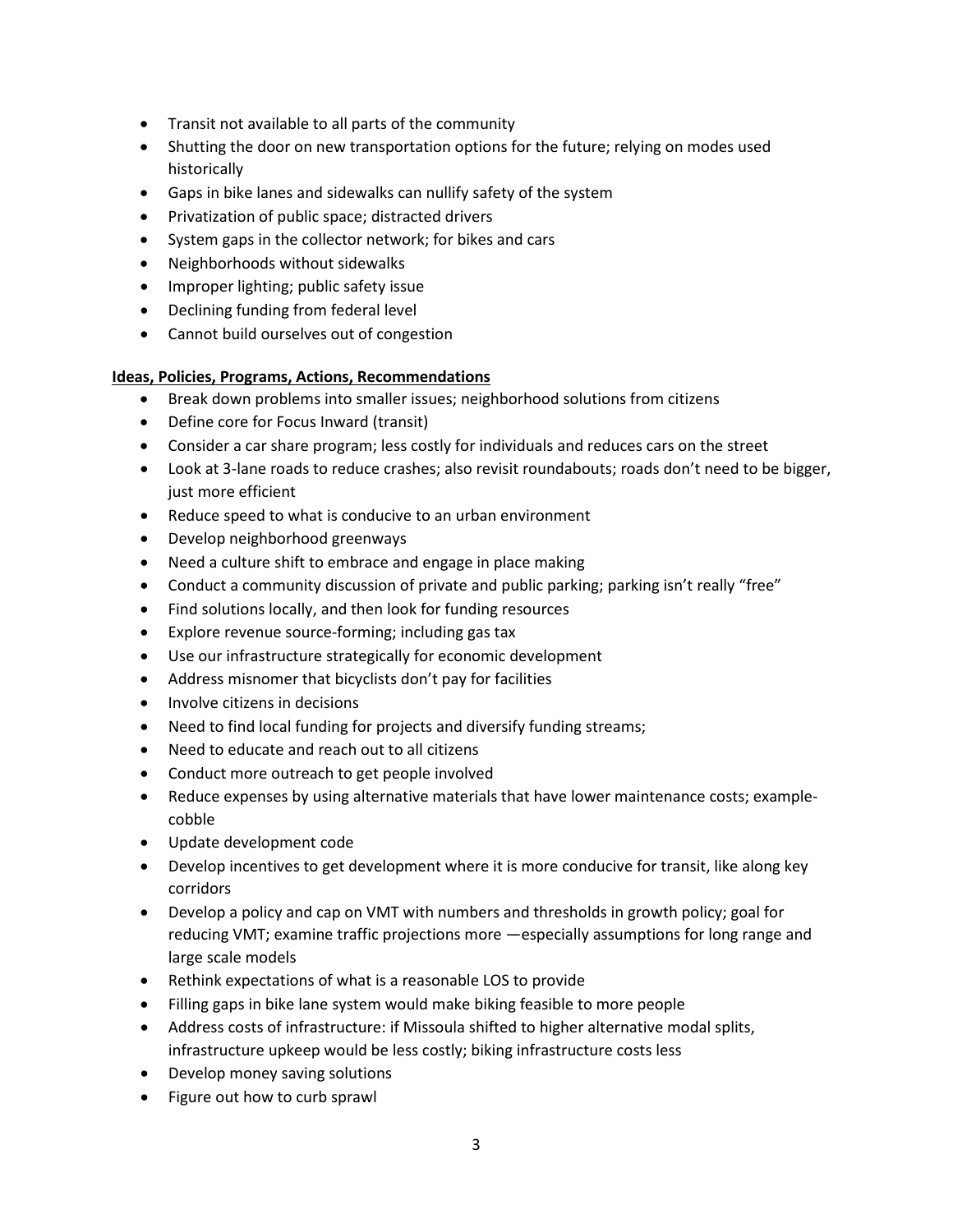- Transit not available to all parts of the community
- Shutting the door on new transportation options for the future; relying on modes used historically
- Gaps in bike lanes and sidewalks can nullify safety of the system
- Privatization of public space; distracted drivers
- System gaps in the collector network; for bikes and cars
- Neighborhoods without sidewalks
- Improper lighting; public safety issue
- Declining funding from federal level
- Cannot build ourselves out of congestion

**Ideas, Policies, Programs, Actions, Recommendations**

- Break down problems into smaller issues; neighborhood solutions from citizens
- Define core for Focus Inward (transit)
- Consider a car share program; less costly for individuals and reduces cars on the street
- Look at 3-lane roads to reduce crashes; also revisit roundabouts; roads don't need to be bigger, just more efficient
- Reduce speed to what is conducive to an urban environment
- Develop neighborhood greenways
- Need a culture shift to embrace and engage in place making
- Conduct a community discussion of private and public parking; parking isn't really "free"
- Find solutions locally, and then look for funding resources
- Explore revenue source-forming; including gas tax
- Use our infrastructure strategically for economic development
- Address misnomer that bicyclists don't pay for facilities
- Involve citizens in decisions
- Need to find local funding for projects and diversify funding streams;
- Need to educate and reach out to all citizens
- Conduct more outreach to get people involved
- Reduce expenses by using alternative materials that have lower maintenance costs; example- cobble
- Update development code
- Develop incentives to get development where it is more conducive for transit, like along key corridors
- Develop a policy and cap on VMT with numbers and thresholds in growth policy; goal for reducing VMT; examine traffic projections more —especially assumptions for long range and large scale models
- Rethink expectations of what is a reasonable LOS to provide
- Filling gaps in bike lane system would make biking feasible to more people
- Address costs of infrastructure: if Missoula shifted to higher alternative modal splits, infrastructure upkeep would be less costly; biking infrastructure costs less
- Develop money saving solutions
- Figure out how to curb sprawl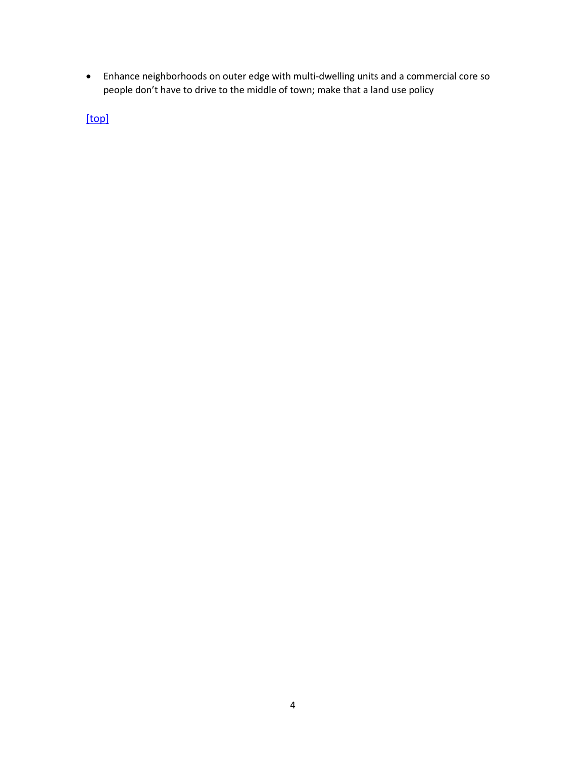- Enhance neighborhoods on outer edge with multi-dwelling units and a commercial core so people don't have to drive to the middle of town; make that a land use policy

[top]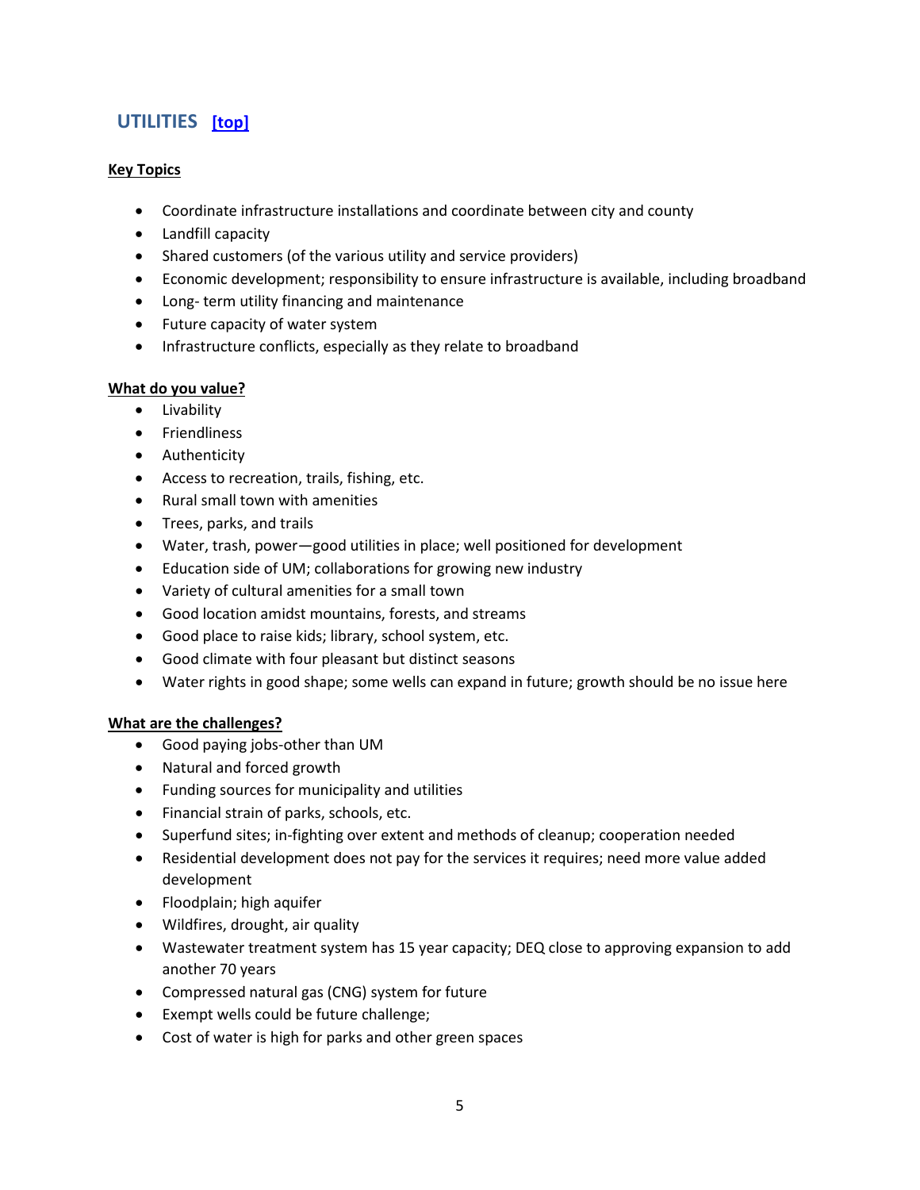## UTILITIES [top]

**Key Topics**

- Coordinate infrastructure installations and coordinate between city and county
- Landfill capacity
- Shared customers (of the various utility and service providers)
- Economic development; responsibility to ensure infrastructure is available, including broadband
- Long- term utility financing and maintenance
- Future capacity of water system
- Infrastructure conflicts, especially as they relate to broadband

**What do you value?**

- Livability
- Friendliness
- Authenticity
- Access to recreation, trails, fishing, etc.
- Rural small town with amenities
- Trees, parks, and trails
- Water, trash, power—good utilities in place; well positioned for development
- Education side of UM; collaborations for growing new industry
- Variety of cultural amenities for a small town
- Good location amidst mountains, forests, and streams
- Good place to raise kids; library, school system, etc.
- Good climate with four pleasant but distinct seasons
- Water rights in good shape; some wells can expand in future; growth should be no issue here

**What are the challenges?**

- Good paying jobs-other than UM
- Natural and forced growth
- Funding sources for municipality and utilities
- Financial strain of parks, schools, etc.
- Superfund sites; in-fighting over extent and methods of cleanup; cooperation needed
- Residential development does not pay for the services it requires; need more value added development
- Floodplain; high aquifer
- Wildfires, drought, air quality
- Wastewater treatment system has 15 year capacity; DEQ close to approving expansion to add another 70 years
- Compressed natural gas (CNG) system for future
- Exempt wells could be future challenge;
- Cost of water is high for parks and other green spaces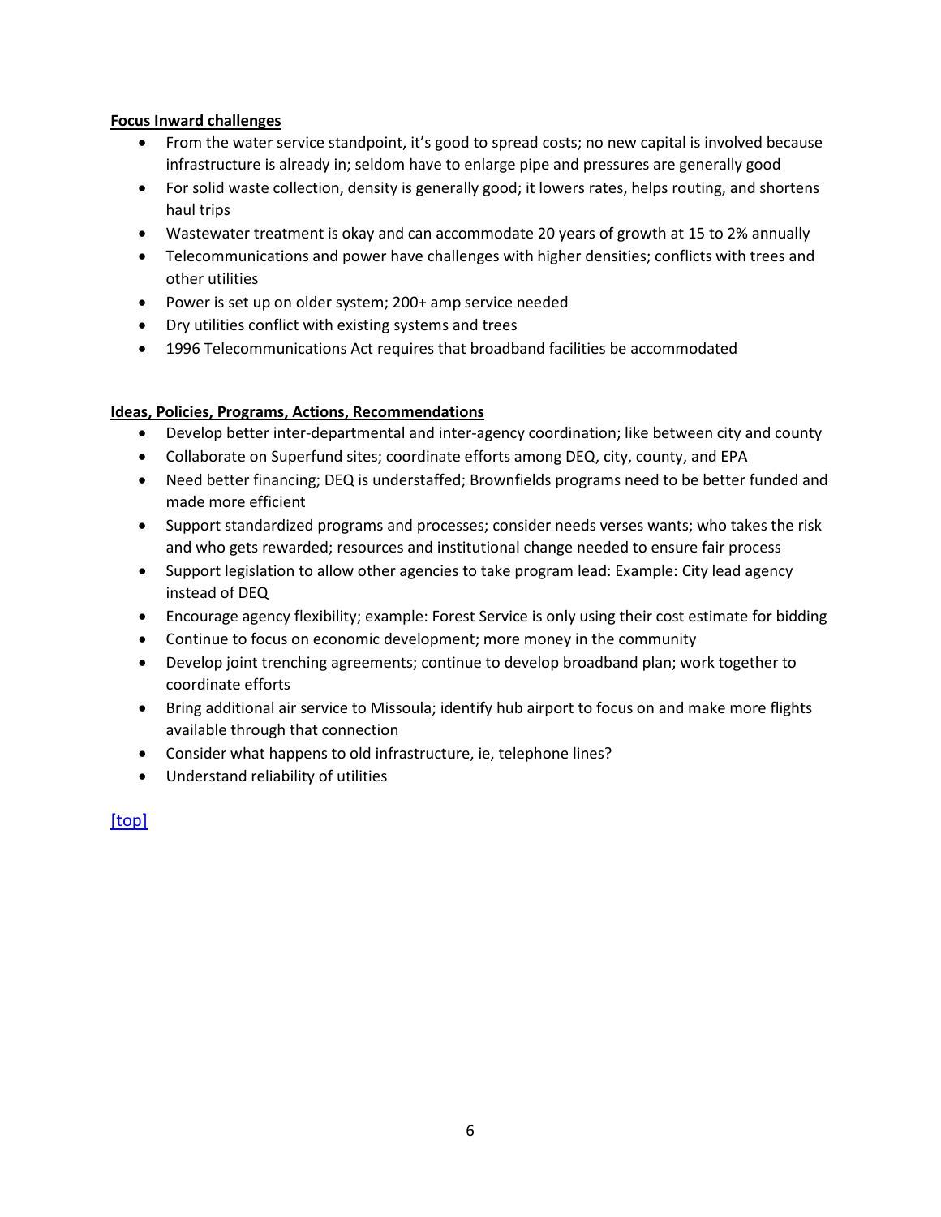**Focus Inward challenges**

- From the water service standpoint, it's good to spread costs; no new capital is involved because infrastructure is already in; seldom have to enlarge pipe and pressures are generally good
- For solid waste collection, density is generally good; it lowers rates, helps routing, and shortens haul trips
- Wastewater treatment is okay and can accommodate 20 years of growth at 15 to 2% annually
- Telecommunications and power have challenges with higher densities; conflicts with trees and other utilities
- Power is set up on older system; 200+ amp service needed
- Dry utilities conflict with existing systems and trees
- 1996 Telecommunications Act requires that broadband facilities be accommodated

**Ideas, Policies, Programs, Actions, Recommendations**

- Develop better inter-departmental and inter-agency coordination; like between city and county
- Collaborate on Superfund sites; coordinate efforts among DEQ, city, county, and EPA
- Need better financing; DEQ is understaffed; Brownfields programs need to be better funded and made more efficient
- Support standardized programs and processes; consider needs verses wants; who takes the risk and who gets rewarded; resources and institutional change needed to ensure fair process
- Support legislation to allow other agencies to take program lead: Example: City lead agency instead of DEQ
- Encourage agency flexibility; example: Forest Service is only using their cost estimate for bidding
- Continue to focus on economic development; more money in the community
- Develop joint trenching agreements; continue to develop broadband plan; work together to coordinate efforts
- Bring additional air service to Missoula; identify hub airport to focus on and make more flights available through that connection
- Consider what happens to old infrastructure, ie, telephone lines?
- Understand reliability of utilities

[top]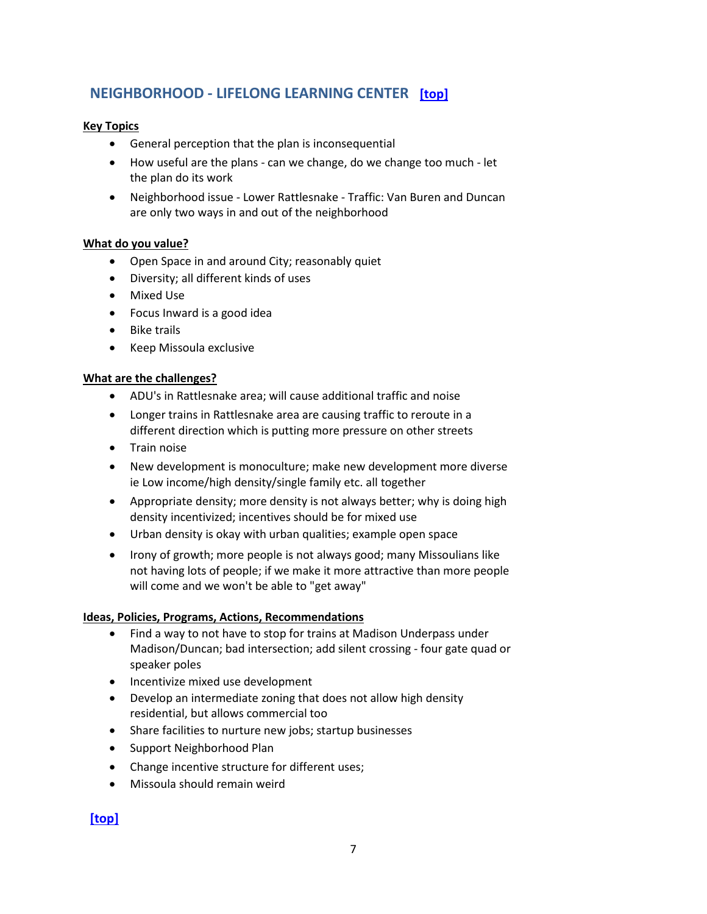## NEIGHBORHOOD - LIFELONG LEARNING CENTER [top]

**Key Topics**

- General perception that the plan is inconsequential
- How useful are the plans - can we change, do we change too much - let the plan do its work
- Neighborhood issue - Lower Rattlesnake - Traffic: Van Buren and Duncan are only two ways in and out of the neighborhood

**What do you value?**

- Open Space in and around City; reasonably quiet
- Diversity; all different kinds of uses
- Mixed Use
- Focus Inward is a good idea
- Bike trails
- Keep Missoula exclusive

**What are the challenges?**

- ADU's in Rattlesnake area; will cause additional traffic and noise
- Longer trains in Rattlesnake area are causing traffic to reroute in a different direction which is putting more pressure on other streets
- Train noise
- New development is monoculture; make new development more diverse ie Low income/high density/single family etc. all together
- Appropriate density; more density is not always better; why is doing high density incentivized; incentives should be for mixed use
- Urban density is okay with urban qualities; example open space
- Irony of growth; more people is not always good; many Missoulians like not having lots of people; if we make it more attractive than more people will come and we won't be able to "get away"

**Ideas, Policies, Programs, Actions, Recommendations**

- Find a way to not have to stop for trains at Madison Underpass under Madison/Duncan; bad intersection; add silent crossing - four gate quad or speaker poles
- Incentivize mixed use development
- Develop an intermediate zoning that does not allow high density residential, but allows commercial too
- Share facilities to nurture new jobs; startup businesses
- Support Neighborhood Plan
- Change incentive structure for different uses;
- Missoula should remain weird

[top]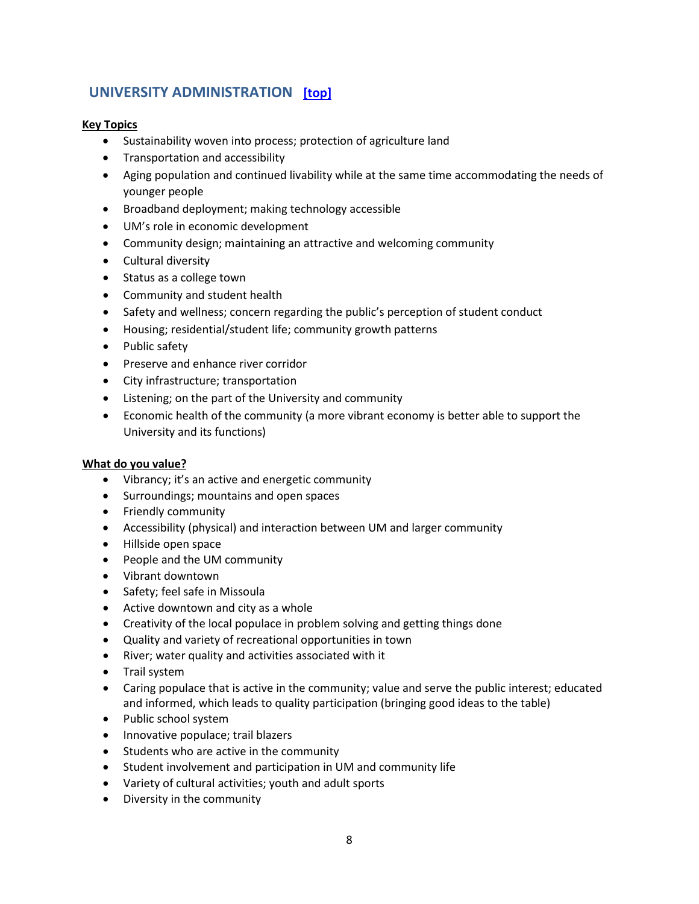## UNIVERSITY ADMINISTRATION [top]

**Key Topics**

- Sustainability woven into process; protection of agriculture land
- Transportation and accessibility
- Aging population and continued livability while at the same time accommodating the needs of younger people
- Broadband deployment; making technology accessible
- UM's role in economic development
- Community design; maintaining an attractive and welcoming community
- Cultural diversity
- Status as a college town
- Community and student health
- Safety and wellness; concern regarding the public's perception of student conduct
- Housing; residential/student life; community growth patterns
- Public safety
- Preserve and enhance river corridor
- City infrastructure; transportation
- Listening; on the part of the University and community
- Economic health of the community (a more vibrant economy is better able to support the University and its functions)

**What do you value?**

- Vibrancy; it's an active and energetic community
- Surroundings; mountains and open spaces
- Friendly community
- Accessibility (physical) and interaction between UM and larger community
- Hillside open space
- People and the UM community
- Vibrant downtown
- Safety; feel safe in Missoula
- Active downtown and city as a whole
- Creativity of the local populace in problem solving and getting things done
- Quality and variety of recreational opportunities in town
- River; water quality and activities associated with it
- Trail system
- Caring populace that is active in the community; value and serve the public interest; educated and informed, which leads to quality participation (bringing good ideas to the table)
- Public school system
- Innovative populace; trail blazers
- Students who are active in the community
- Student involvement and participation in UM and community life
- Variety of cultural activities; youth and adult sports
- Diversity in the community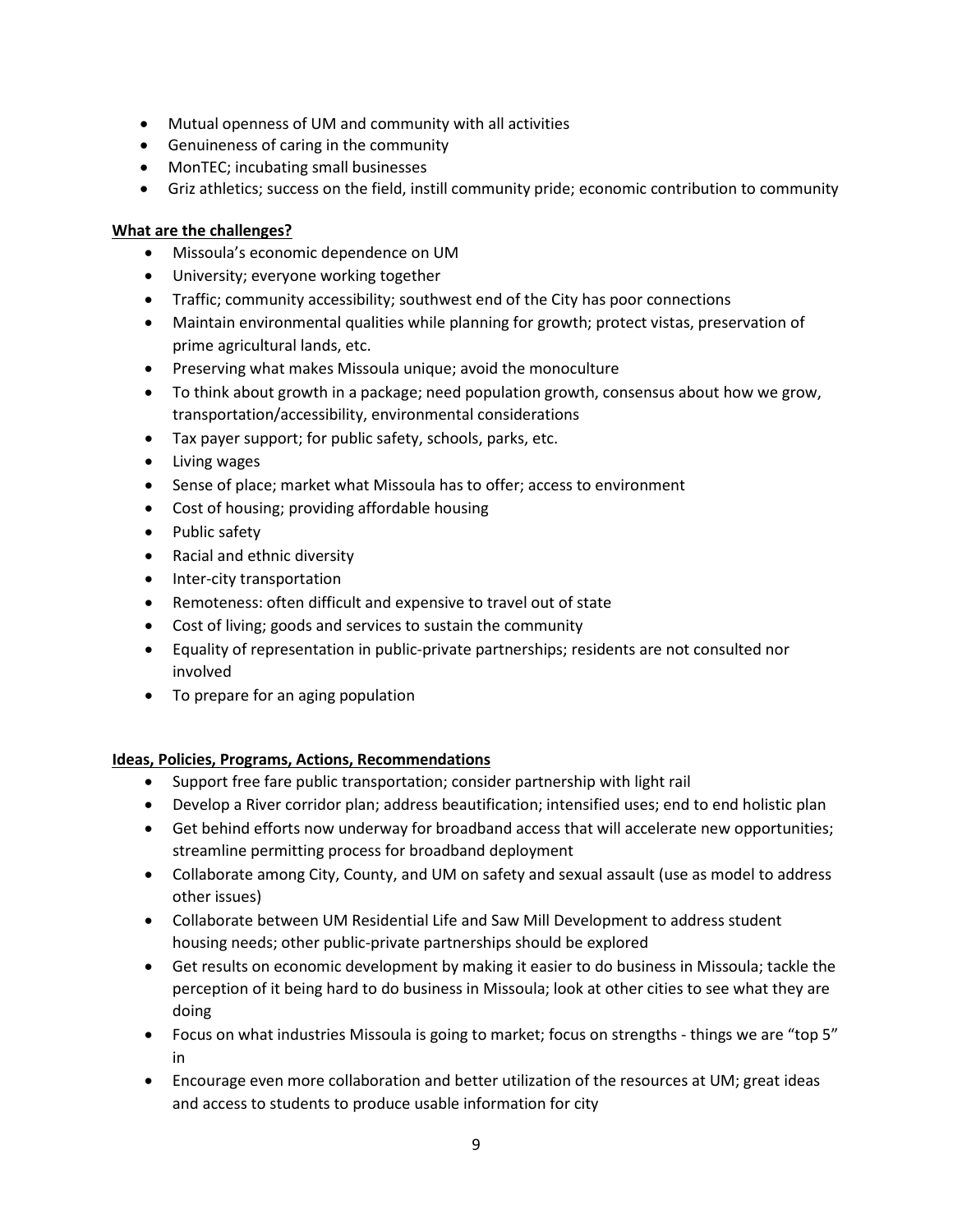- Mutual openness of UM and community with all activities
- Genuineness of caring in the community
- MonTEC; incubating small businesses
- Griz athletics; success on the field, instill community pride; economic contribution to community

**What are the challenges?**

- Missoula's economic dependence on UM
- University; everyone working together
- Traffic; community accessibility; southwest end of the City has poor connections
- Maintain environmental qualities while planning for growth; protect vistas, preservation of prime agricultural lands, etc.
- Preserving what makes Missoula unique; avoid the monoculture
- To think about growth in a package; need population growth, consensus about how we grow, transportation/accessibility, environmental considerations
- Tax payer support; for public safety, schools, parks, etc.
- Living wages
- Sense of place; market what Missoula has to offer; access to environment
- Cost of housing; providing affordable housing
- Public safety
- Racial and ethnic diversity
- Inter-city transportation
- Remoteness: often difficult and expensive to travel out of state
- Cost of living; goods and services to sustain the community
- Equality of representation in public-private partnerships; residents are not consulted nor involved
- To prepare for an aging population

**Ideas, Policies, Programs, Actions, Recommendations**

- Support free fare public transportation; consider partnership with light rail
- Develop a River corridor plan; address beautification; intensified uses; end to end holistic plan
- Get behind efforts now underway for broadband access that will accelerate new opportunities; streamline permitting process for broadband deployment
- Collaborate among City, County, and UM on safety and sexual assault (use as model to address other issues)
- Collaborate between UM Residential Life and Saw Mill Development to address student housing needs; other public-private partnerships should be explored
- Get results on economic development by making it easier to do business in Missoula; tackle the perception of it being hard to do business in Missoula; look at other cities to see what they are doing
- Focus on what industries Missoula is going to market; focus on strengths - things we are "top 5" in
- Encourage even more collaboration and better utilization of the resources at UM; great ideas and access to students to produce usable information for city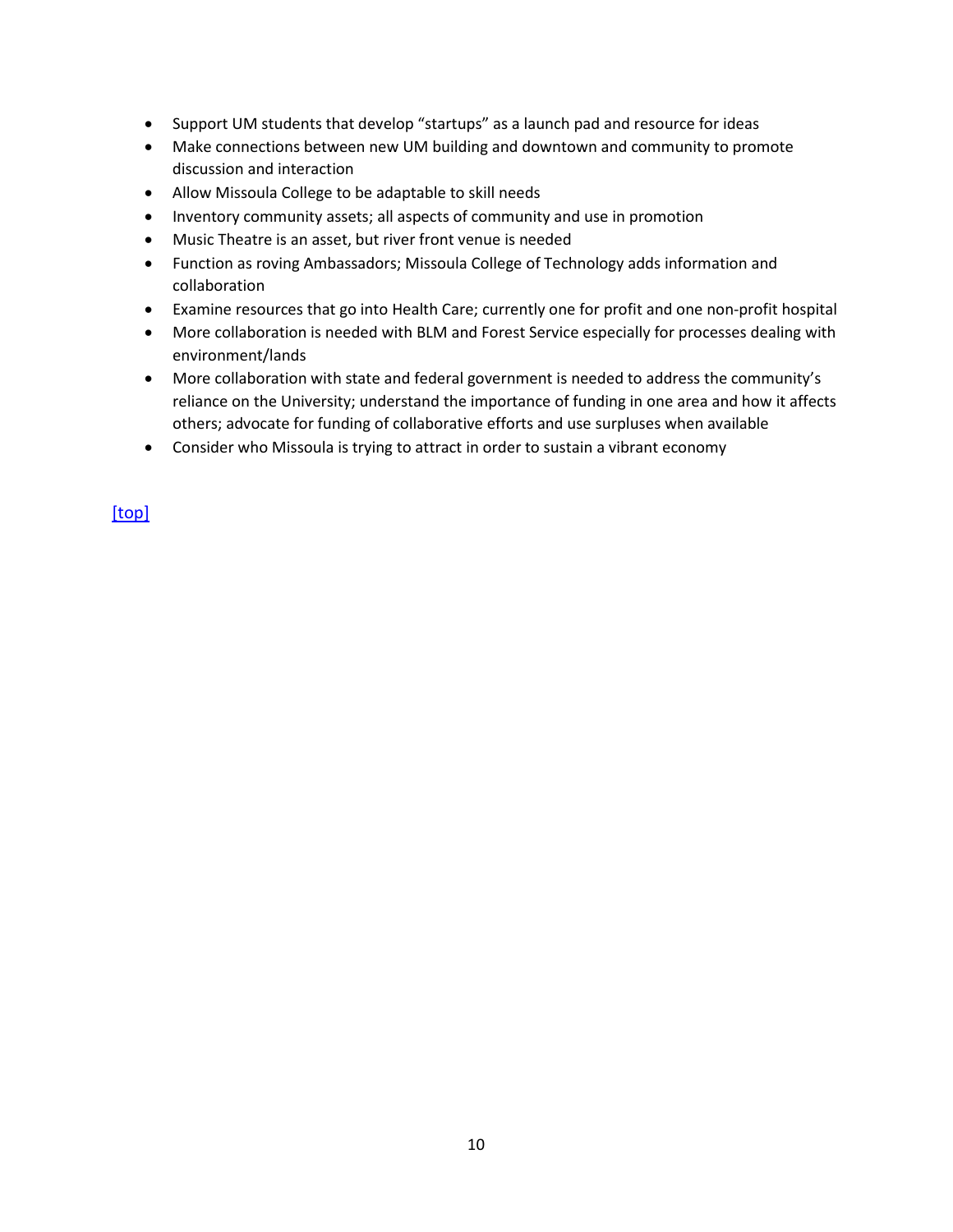- Support UM students that develop "startups" as a launch pad and resource for ideas
- Make connections between new UM building and downtown and community to promote discussion and interaction
- Allow Missoula College to be adaptable to skill needs
- Inventory community assets; all aspects of community and use in promotion
- Music Theatre is an asset, but river front venue is needed
- Function as roving Ambassadors; Missoula College of Technology adds information and collaboration
- Examine resources that go into Health Care; currently one for profit and one non-profit hospital
- More collaboration is needed with BLM and Forest Service especially for processes dealing with environment/lands
- More collaboration with state and federal government is needed to address the community's reliance on the University; understand the importance of funding in one area and how it affects others; advocate for funding of collaborative efforts and use surpluses when available
- Consider who Missoula is trying to attract in order to sustain a vibrant economy

[top]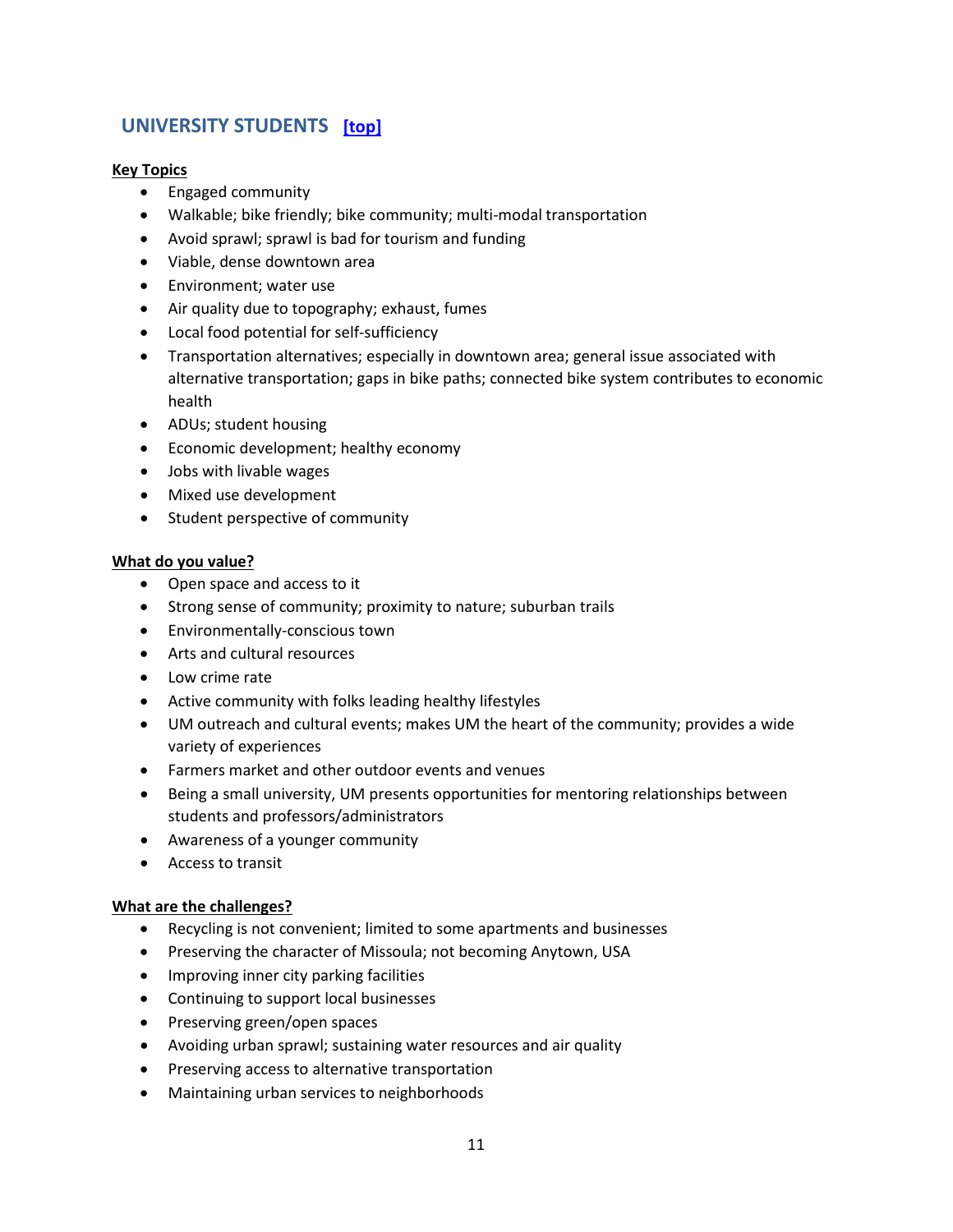## UNIVERSITY STUDENTS [top]

**Key Topics**

- Engaged community
- Walkable; bike friendly; bike community; multi-modal transportation
- Avoid sprawl; sprawl is bad for tourism and funding
- Viable, dense downtown area
- Environment; water use
- Air quality due to topography; exhaust, fumes
- Local food potential for self-sufficiency
- Transportation alternatives; especially in downtown area; general issue associated with alternative transportation; gaps in bike paths; connected bike system contributes to economic health
- ADUs; student housing
- Economic development; healthy economy
- Jobs with livable wages
- Mixed use development
- Student perspective of community

**What do you value?**

- Open space and access to it
- Strong sense of community; proximity to nature; suburban trails
- Environmentally-conscious town
- Arts and cultural resources
- Low crime rate
- Active community with folks leading healthy lifestyles
- UM outreach and cultural events; makes UM the heart of the community; provides a wide variety of experiences
- Farmers market and other outdoor events and venues
- Being a small university, UM presents opportunities for mentoring relationships between students and professors/administrators
- Awareness of a younger community
- Access to transit

**What are the challenges?**

- Recycling is not convenient; limited to some apartments and businesses
- Preserving the character of Missoula; not becoming Anytown, USA
- Improving inner city parking facilities
- Continuing to support local businesses
- Preserving green/open spaces
- Avoiding urban sprawl; sustaining water resources and air quality
- Preserving access to alternative transportation
- Maintaining urban services to neighborhoods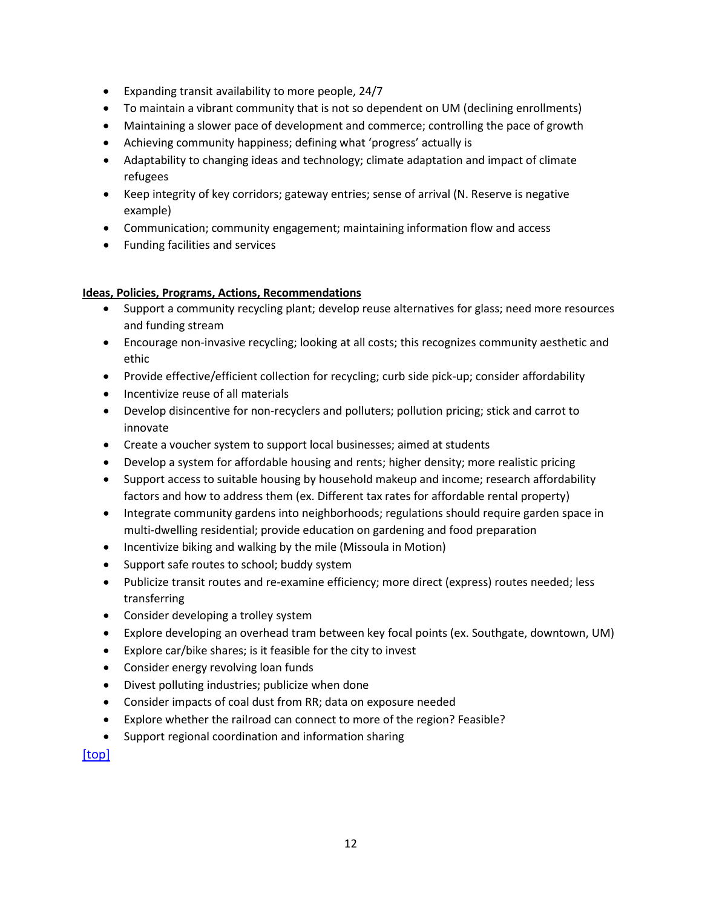- Expanding transit availability to more people, 24/7
- To maintain a vibrant community that is not so dependent on UM (declining enrollments)
- Maintaining a slower pace of development and commerce; controlling the pace of growth
- Achieving community happiness; defining what 'progress' actually is
- Adaptability to changing ideas and technology; climate adaptation and impact of climate refugees
- Keep integrity of key corridors; gateway entries; sense of arrival (N. Reserve is negative example)
- Communication; community engagement; maintaining information flow and access
- Funding facilities and services

**Ideas, Policies, Programs, Actions, Recommendations**

- Support a community recycling plant; develop reuse alternatives for glass; need more resources and funding stream
- Encourage non-invasive recycling; looking at all costs; this recognizes community aesthetic and ethic
- Provide effective/efficient collection for recycling; curb side pick-up; consider affordability
- Incentivize reuse of all materials
- Develop disincentive for non-recyclers and polluters; pollution pricing; stick and carrot to innovate
- Create a voucher system to support local businesses; aimed at students
- Develop a system for affordable housing and rents; higher density; more realistic pricing
- Support access to suitable housing by household makeup and income; research affordability factors and how to address them (ex. Different tax rates for affordable rental property)
- Integrate community gardens into neighborhoods; regulations should require garden space in multi-dwelling residential; provide education on gardening and food preparation
- Incentivize biking and walking by the mile (Missoula in Motion)
- Support safe routes to school; buddy system
- Publicize transit routes and re-examine efficiency; more direct (express) routes needed; less transferring
- Consider developing a trolley system
- Explore developing an overhead tram between key focal points (ex. Southgate, downtown, UM)
- Explore car/bike shares; is it feasible for the city to invest
- Consider energy revolving loan funds
- Divest polluting industries; publicize when done
- Consider impacts of coal dust from RR; data on exposure needed
- Explore whether the railroad can connect to more of the region? Feasible?
- Support regional coordination and information sharing

[top]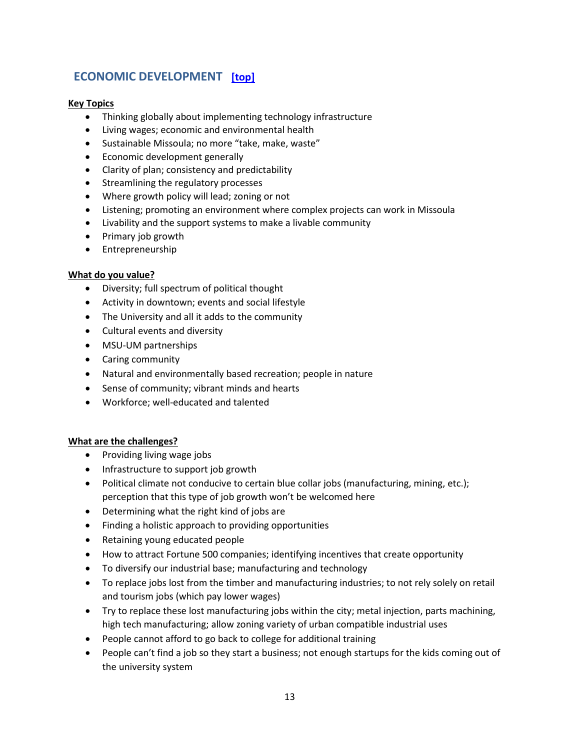## ECONOMIC DEVELOPMENT [top]

**Key Topics**

- Thinking globally about implementing technology infrastructure
- Living wages; economic and environmental health
- Sustainable Missoula; no more "take, make, waste"
- Economic development generally
- Clarity of plan; consistency and predictability
- Streamlining the regulatory processes
- Where growth policy will lead; zoning or not
- Listening; promoting an environment where complex projects can work in Missoula
- Livability and the support systems to make a livable community
- Primary job growth
- Entrepreneurship

**What do you value?**

- Diversity; full spectrum of political thought
- Activity in downtown; events and social lifestyle
- The University and all it adds to the community
- Cultural events and diversity
- MSU-UM partnerships
- Caring community
- Natural and environmentally based recreation; people in nature
- Sense of community; vibrant minds and hearts
- Workforce; well-educated and talented

**What are the challenges?**

- Providing living wage jobs
- Infrastructure to support job growth
- Political climate not conducive to certain blue collar jobs (manufacturing, mining, etc.); perception that this type of job growth won't be welcomed here
- Determining what the right kind of jobs are
- Finding a holistic approach to providing opportunities
- Retaining young educated people
- How to attract Fortune 500 companies; identifying incentives that create opportunity
- To diversify our industrial base; manufacturing and technology
- To replace jobs lost from the timber and manufacturing industries; to not rely solely on retail and tourism jobs (which pay lower wages)
- Try to replace these lost manufacturing jobs within the city; metal injection, parts machining, high tech manufacturing; allow zoning variety of urban compatible industrial uses
- People cannot afford to go back to college for additional training
- People can't find a job so they start a business; not enough startups for the kids coming out of the university system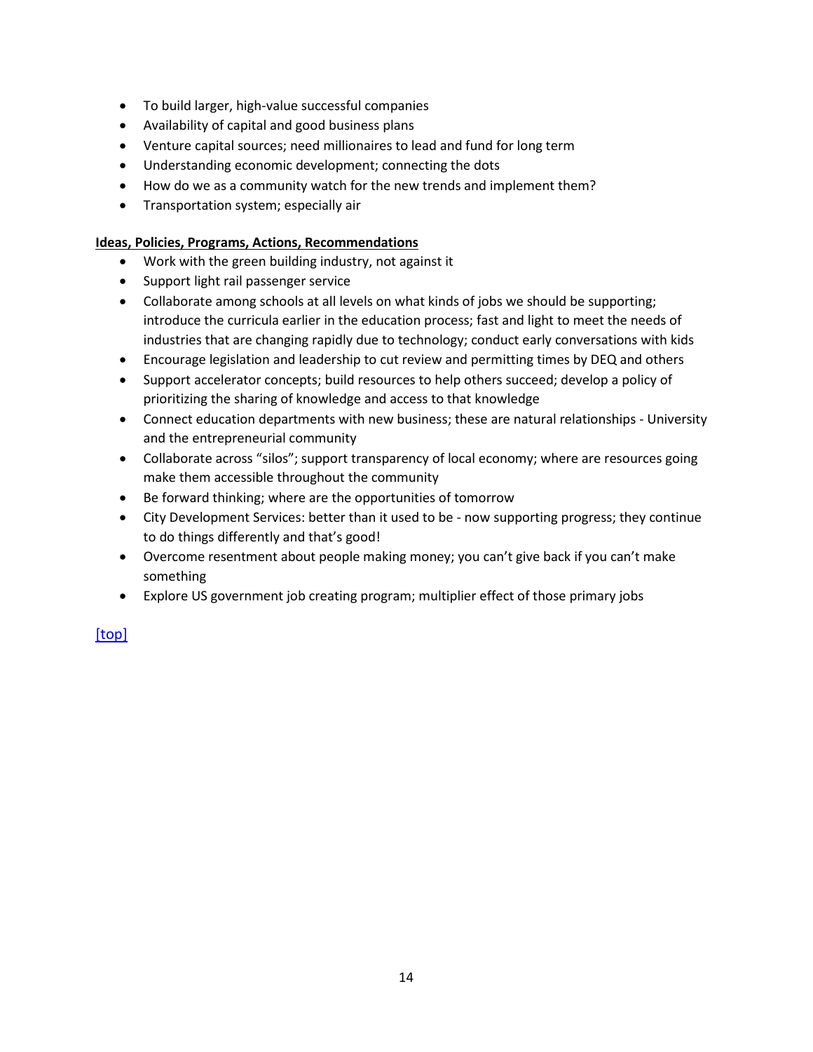- To build larger, high-value successful companies
- Availability of capital and good business plans
- Venture capital sources; need millionaires to lead and fund for long term
- Understanding economic development; connecting the dots
- How do we as a community watch for the new trends and implement them?
- Transportation system; especially air

**Ideas, Policies, Programs, Actions, Recommendations**

- Work with the green building industry, not against it
- Support light rail passenger service
- Collaborate among schools at all levels on what kinds of jobs we should be supporting; introduce the curricula earlier in the education process; fast and light to meet the needs of industries that are changing rapidly due to technology; conduct early conversations with kids
- Encourage legislation and leadership to cut review and permitting times by DEQ and others
- Support accelerator concepts; build resources to help others succeed; develop a policy of prioritizing the sharing of knowledge and access to that knowledge
- Connect education departments with new business; these are natural relationships - University and the entrepreneurial community
- Collaborate across "silos"; support transparency of local economy; where are resources going make them accessible throughout the community
- Be forward thinking; where are the opportunities of tomorrow
- City Development Services: better than it used to be - now supporting progress; they continue to do things differently and that's good!
- Overcome resentment about people making money; you can't give back if you can't make something
- Explore US government job creating program; multiplier effect of those primary jobs

[top]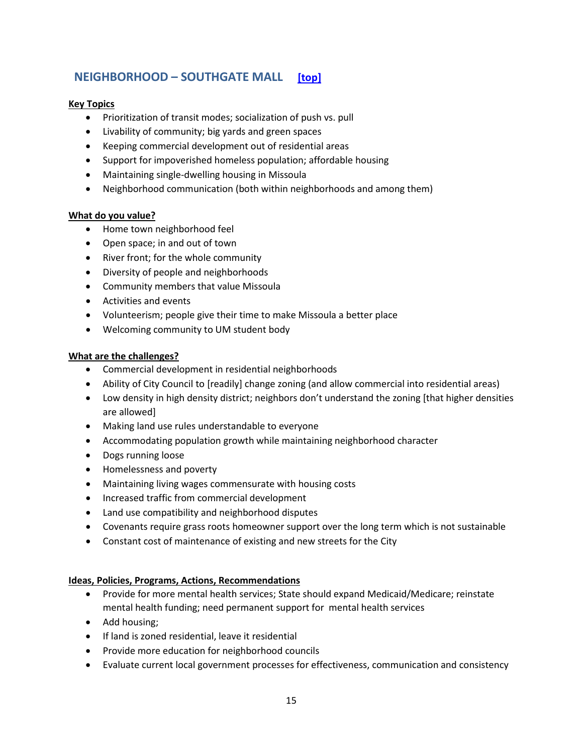## NEIGHBORHOOD – SOUTHGATE MALL [top]

**Key Topics**

- Prioritization of transit modes; socialization of push vs. pull
- Livability of community; big yards and green spaces
- Keeping commercial development out of residential areas
- Support for impoverished homeless population; affordable housing
- Maintaining single-dwelling housing in Missoula
- Neighborhood communication (both within neighborhoods and among them)

**What do you value?**

- Home town neighborhood feel
- Open space; in and out of town
- River front; for the whole community
- Diversity of people and neighborhoods
- Community members that value Missoula
- Activities and events
- Volunteerism; people give their time to make Missoula a better place
- Welcoming community to UM student body

**What are the challenges?**

- Commercial development in residential neighborhoods
- Ability of City Council to [readily] change zoning (and allow commercial into residential areas)
- Low density in high density district; neighbors don't understand the zoning [that higher densities are allowed]
- Making land use rules understandable to everyone
- Accommodating population growth while maintaining neighborhood character
- Dogs running loose
- Homelessness and poverty
- Maintaining living wages commensurate with housing costs
- Increased traffic from commercial development
- Land use compatibility and neighborhood disputes
- Covenants require grass roots homeowner support over the long term which is not sustainable
- Constant cost of maintenance of existing and new streets for the City

**Ideas, Policies, Programs, Actions, Recommendations**

- Provide for more mental health services; State should expand Medicaid/Medicare; reinstate mental health funding; need permanent support for mental health services
- Add housing;
- If land is zoned residential, leave it residential
- Provide more education for neighborhood councils
- Evaluate current local government processes for effectiveness, communication and consistency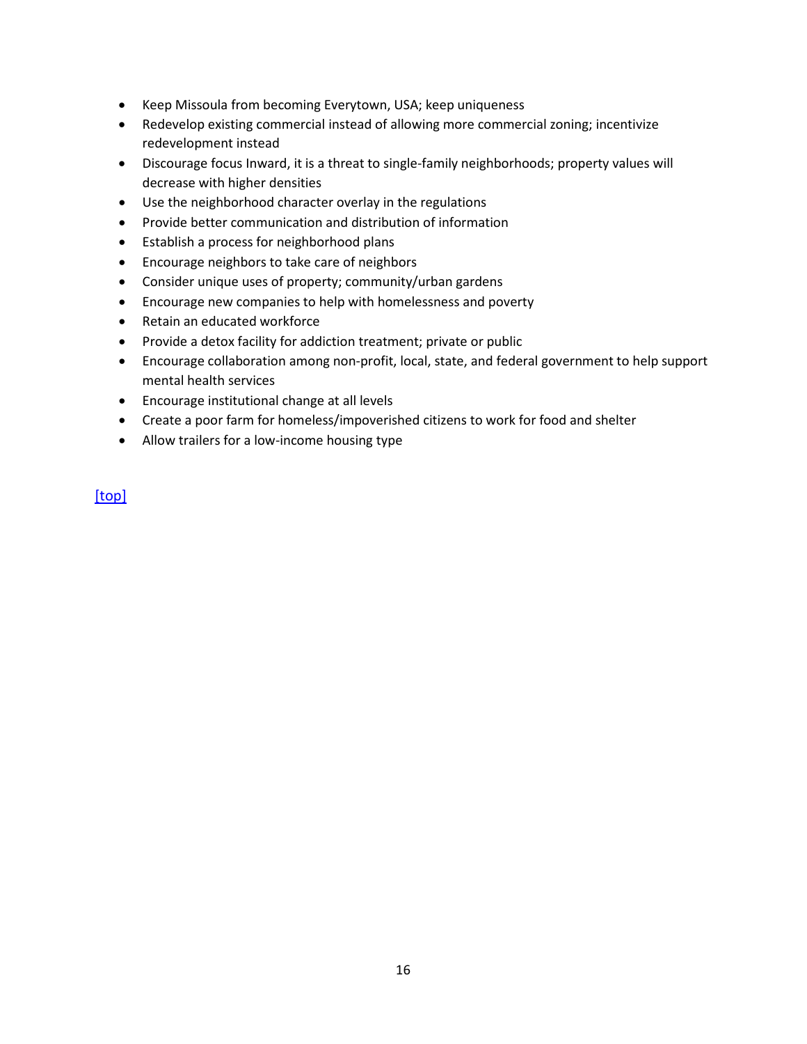- Keep Missoula from becoming Everytown, USA; keep uniqueness
- Redevelop existing commercial instead of allowing more commercial zoning; incentivize redevelopment instead
- Discourage focus Inward, it is a threat to single-family neighborhoods; property values will decrease with higher densities
- Use the neighborhood character overlay in the regulations
- Provide better communication and distribution of information
- Establish a process for neighborhood plans
- Encourage neighbors to take care of neighbors
- Consider unique uses of property; community/urban gardens
- Encourage new companies to help with homelessness and poverty
- Retain an educated workforce
- Provide a detox facility for addiction treatment; private or public
- Encourage collaboration among non-profit, local, state, and federal government to help support mental health services
- Encourage institutional change at all levels
- Create a poor farm for homeless/impoverished citizens to work for food and shelter
- Allow trailers for a low-income housing type

[top]